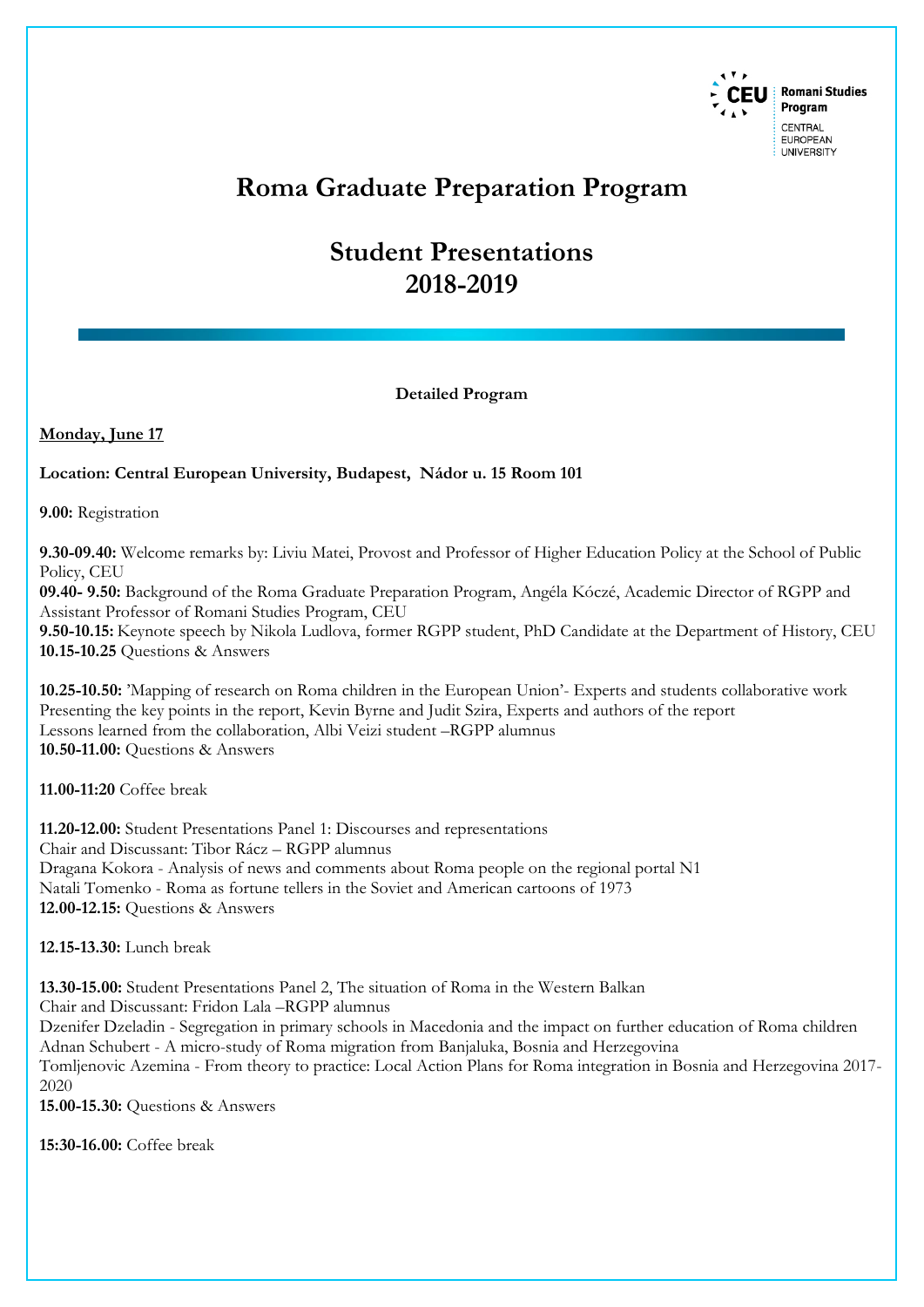Romani Studies Program
CENTRAL EUROPEAN UNIVERSITY

# Roma Graduate Preparation Program

## Student Presentations 2018-2019

**Detailed Program**

**<u>Monday, June 17</u>**

**Location: Central European University, Budapest, Nádor u. 15 Room 101**

**9.00:** Registration

**9.30-09.40:** Welcome remarks by: Liviu Matei, Provost and Professor of Higher Education Policy at the School of Public Policy, CEU
**09.40- 9.50:** Background of the Roma Graduate Preparation Program, Angéla Kóczé, Academic Director of RGPP and Assistant Professor of Romani Studies Program, CEU
**9.50-10.15:** Keynote speech by Nikola Ludlova, former RGPP student, PhD Candidate at the Department of History, CEU
**10.15-10.25** Questions & Answers

**10.25-10.50:** 'Mapping of research on Roma children in the European Union'- Experts and students collaborative work
Presenting the key points in the report, Kevin Byrne and Judit Szira, Experts and authors of the report
Lessons learned from the collaboration, Albi Veizi student –RGPP alumnus
**10.50-11.00:** Questions & Answers

**11.00-11:20** Coffee break

**11.20-12.00:** Student Presentations Panel 1: Discourses and representations
Chair and Discussant: Tibor Rácz – RGPP alumnus
Dragana Kokora - Analysis of news and comments about Roma people on the regional portal N1
Natali Tomenko - Roma as fortune tellers in the Soviet and American cartoons of 1973
**12.00-12.15:** Questions & Answers

**12.15-13.30:** Lunch break

**13.30-15.00:** Student Presentations Panel 2, The situation of Roma in the Western Balkan
Chair and Discussant: Fridon Lala –RGPP alumnus
Dzenifer Dzeladin - Segregation in primary schools in Macedonia and the impact on further education of Roma children
Adnan Schubert - A micro-study of Roma migration from Banjaluka, Bosnia and Herzegovina
Tomljenovic Azemina - From theory to practice: Local Action Plans for Roma integration in Bosnia and Herzegovina 2017-2020
**15.00-15.30:** Questions & Answers

**15:30-16.00:** Coffee break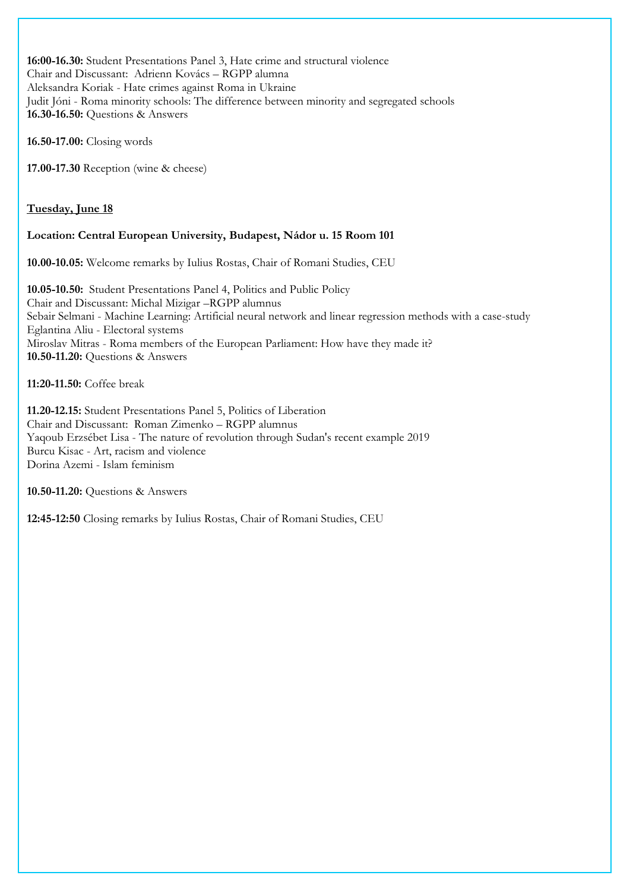**16:00-16.30:** Student Presentations Panel 3, Hate crime and structural violence
Chair and Discussant: Adrienn Kovács – RGPP alumna
Aleksandra Koriak - Hate crimes against Roma in Ukraine
Judit Jóni - Roma minority schools: The difference between minority and segregated schools
**16.30-16.50:** Questions & Answers

**16.50-17.00:** Closing words

**17.00-17.30** Reception (wine & cheese)

**Tuesday, June 18**

**Location: Central European University, Budapest, Nádor u. 15 Room 101**

**10.00-10.05:** Welcome remarks by Iulius Rostas, Chair of Romani Studies, CEU

**10.05-10.50:** Student Presentations Panel 4, Politics and Public Policy
Chair and Discussant: Michal Mizigar –RGPP alumnus
Sebair Selmani - Machine Learning: Artificial neural network and linear regression methods with a case-study
Eglantina Aliu - Electoral systems
Miroslav Mitras - Roma members of the European Parliament: How have they made it?
**10.50-11.20:** Questions & Answers

**11:20-11.50:** Coffee break

**11.20-12.15:** Student Presentations Panel 5, Politics of Liberation
Chair and Discussant: Roman Zimenko – RGPP alumnus
Yaqoub Erzsébet Lisa - The nature of revolution through Sudan's recent example 2019
Burcu Kisac - Art, racism and violence
Dorina Azemi - Islam feminism

**10.50-11.20:** Questions & Answers

**12:45-12:50** Closing remarks by Iulius Rostas, Chair of Romani Studies, CEU